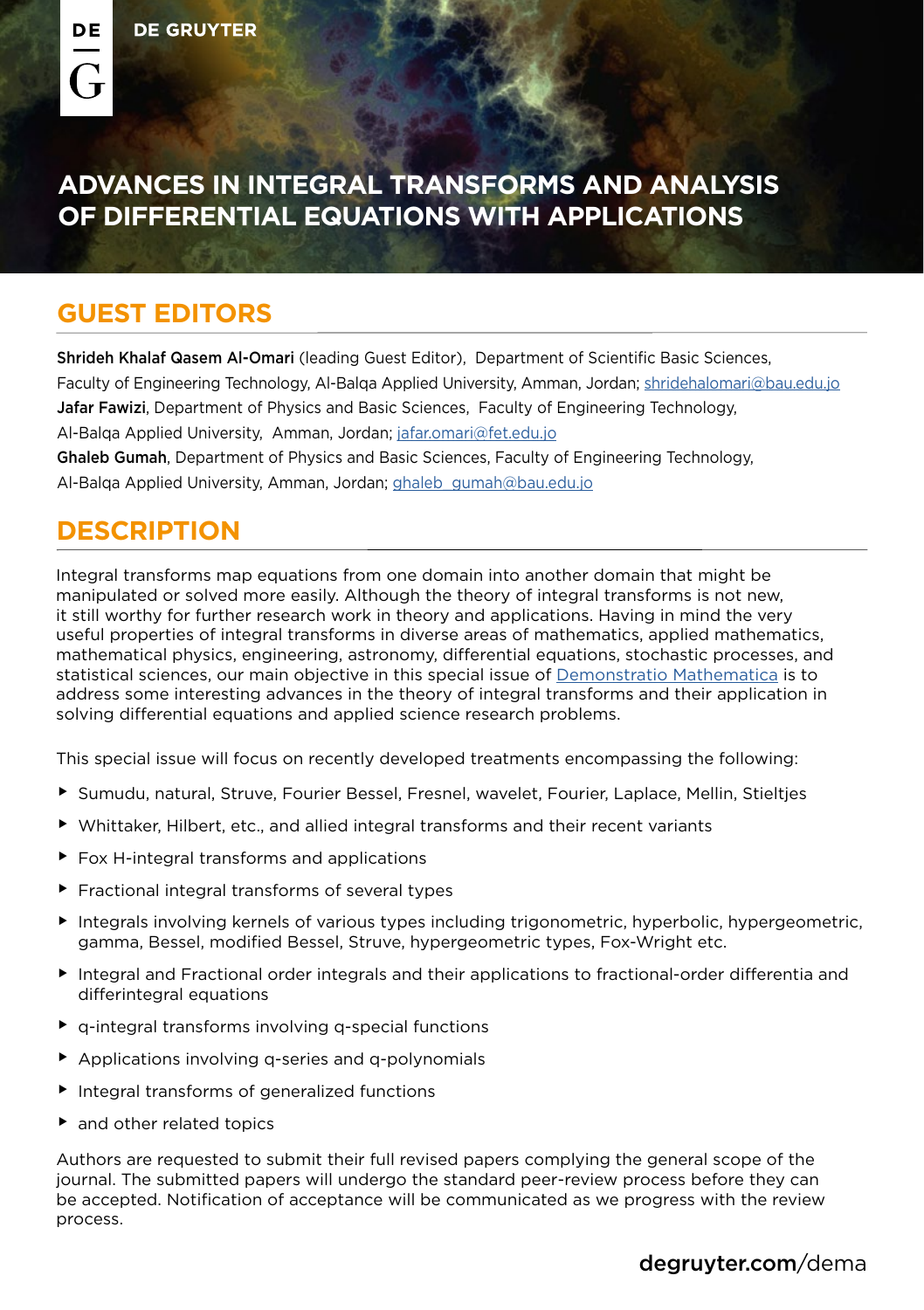DE GRUYTER

# ADVANCES IN INTEGRAL TRANSFORMS AND ANALYSIS OF DIFFERENTIAL EQUATIONS WITH APPLICATIONS

## GUEST EDITORS

**Shrideh Khalaf Qasem Al-Omari** (leading Guest Editor), Department of Scientific Basic Sciences, Faculty of Engineering Technology, Al-Balqa Applied University, Amman, Jordan; shridehalomari@bau.edu.jo

**Jafar Fawizi**, Department of Physics and Basic Sciences, Faculty of Engineering Technology, Al-Balqa Applied University, Amman, Jordan; jafar.omari@fet.edu.jo

**Ghaleb Gumah**, Department of Physics and Basic Sciences, Faculty of Engineering Technology, Al-Balqa Applied University, Amman, Jordan; ghaleb_gumah@bau.edu.jo

## DESCRIPTION

Integral transforms map equations from one domain into another domain that might be manipulated or solved more easily. Although the theory of integral transforms is not new, it still worthy for further research work in theory and applications. Having in mind the very useful properties of integral transforms in diverse areas of mathematics, applied mathematics, mathematical physics, engineering, astronomy, differential equations, stochastic processes, and statistical sciences, our main objective in this special issue of Demonstratio Mathematica is to address some interesting advances in the theory of integral transforms and their application in solving differential equations and applied science research problems.

This special issue will focus on recently developed treatments encompassing the following:

- Sumudu, natural, Struve, Fourier Bessel, Fresnel, wavelet, Fourier, Laplace, Mellin, Stieltjes
- Whittaker, Hilbert, etc., and allied integral transforms and their recent variants
- Fox H-integral transforms and applications
- Fractional integral transforms of several types
- Integrals involving kernels of various types including trigonometric, hyperbolic, hypergeometric, gamma, Bessel, modified Bessel, Struve, hypergeometric types, Fox-Wright etc.
- Integral and Fractional order integrals and their applications to fractional-order differentia and differintegral equations
- q-integral transforms involving q-special functions
- Applications involving q-series and q-polynomials
- Integral transforms of generalized functions
- and other related topics

Authors are requested to submit their full revised papers complying the general scope of the journal. The submitted papers will undergo the standard peer-review process before they can be accepted. Notification of acceptance will be communicated as we progress with the review process.

degruyter.com/dema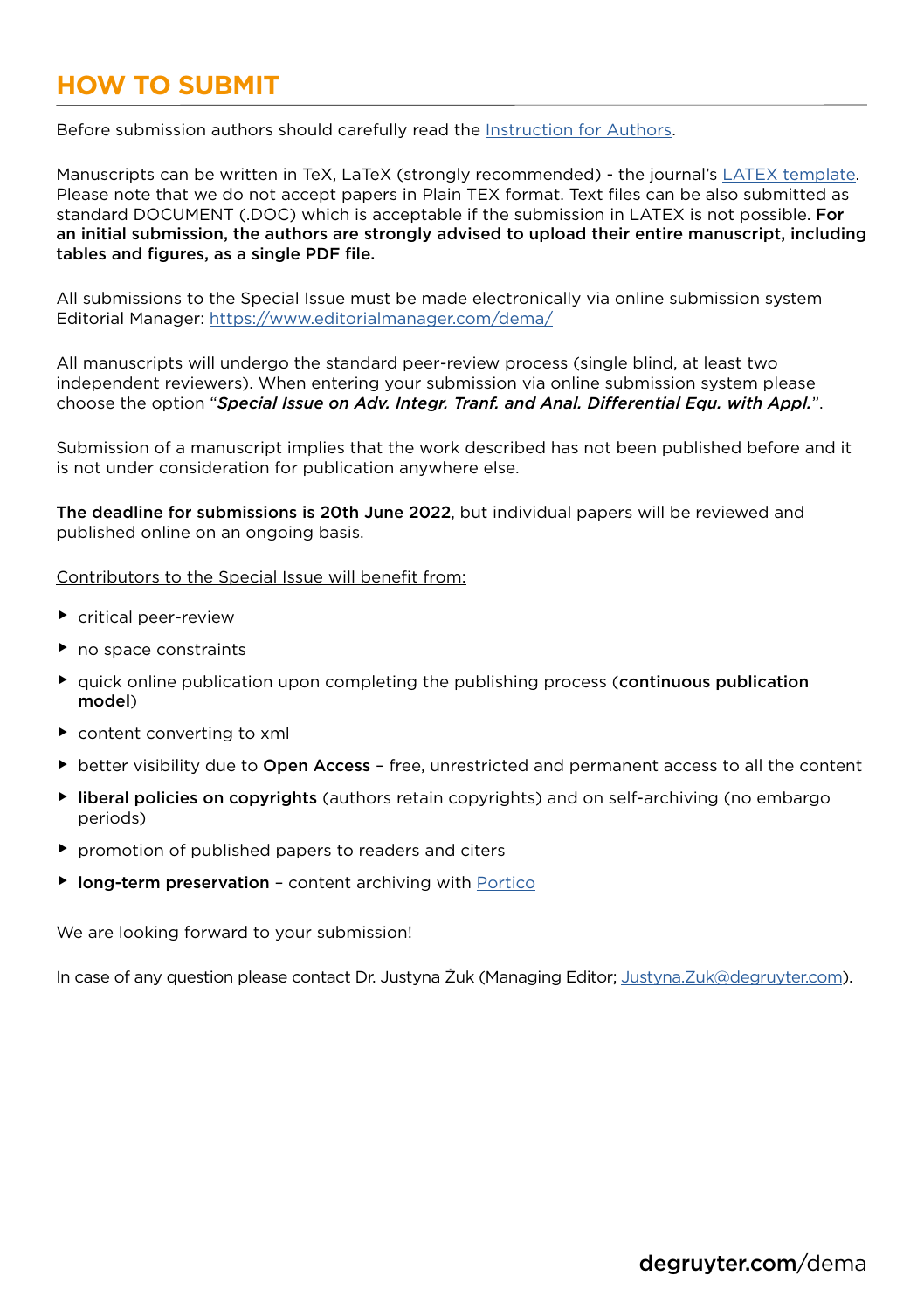# HOW TO SUBMIT

Before submission authors should carefully read the Instruction for Authors.

Manuscripts can be written in TeX, LaTeX (strongly recommended) - the journal's LATEX template. Please note that we do not accept papers in Plain TEX format. Text files can be also submitted as standard DOCUMENT (.DOC) which is acceptable if the submission in LATEX is not possible. **For an initial submission, the authors are strongly advised to upload their entire manuscript, including tables and figures, as a single PDF file.**

All submissions to the Special Issue must be made electronically via online submission system Editorial Manager: https://www.editorialmanager.com/dema/

All manuscripts will undergo the standard peer-review process (single blind, at least two independent reviewers). When entering your submission via online submission system please choose the option "***Special Issue on Adv. Integr. Tranf. and Anal. Differential Equ. with Appl.***".

Submission of a manuscript implies that the work described has not been published before and it is not under consideration for publication anywhere else.

**The deadline for submissions is 20th June 2022**, but individual papers will be reviewed and published online on an ongoing basis.

Contributors to the Special Issue will benefit from:

- critical peer-review
- no space constraints
- quick online publication upon completing the publishing process (**continuous publication model**)
- content converting to xml
- better visibility due to **Open Access** – free, unrestricted and permanent access to all the content
- **liberal policies on copyrights** (authors retain copyrights) and on self-archiving (no embargo periods)
- promotion of published papers to readers and citers
- **long-term preservation** – content archiving with Portico

We are looking forward to your submission!

In case of any question please contact Dr. Justyna Żuk (Managing Editor; Justyna.Zuk@degruyter.com).

**degruyter.com**/dema